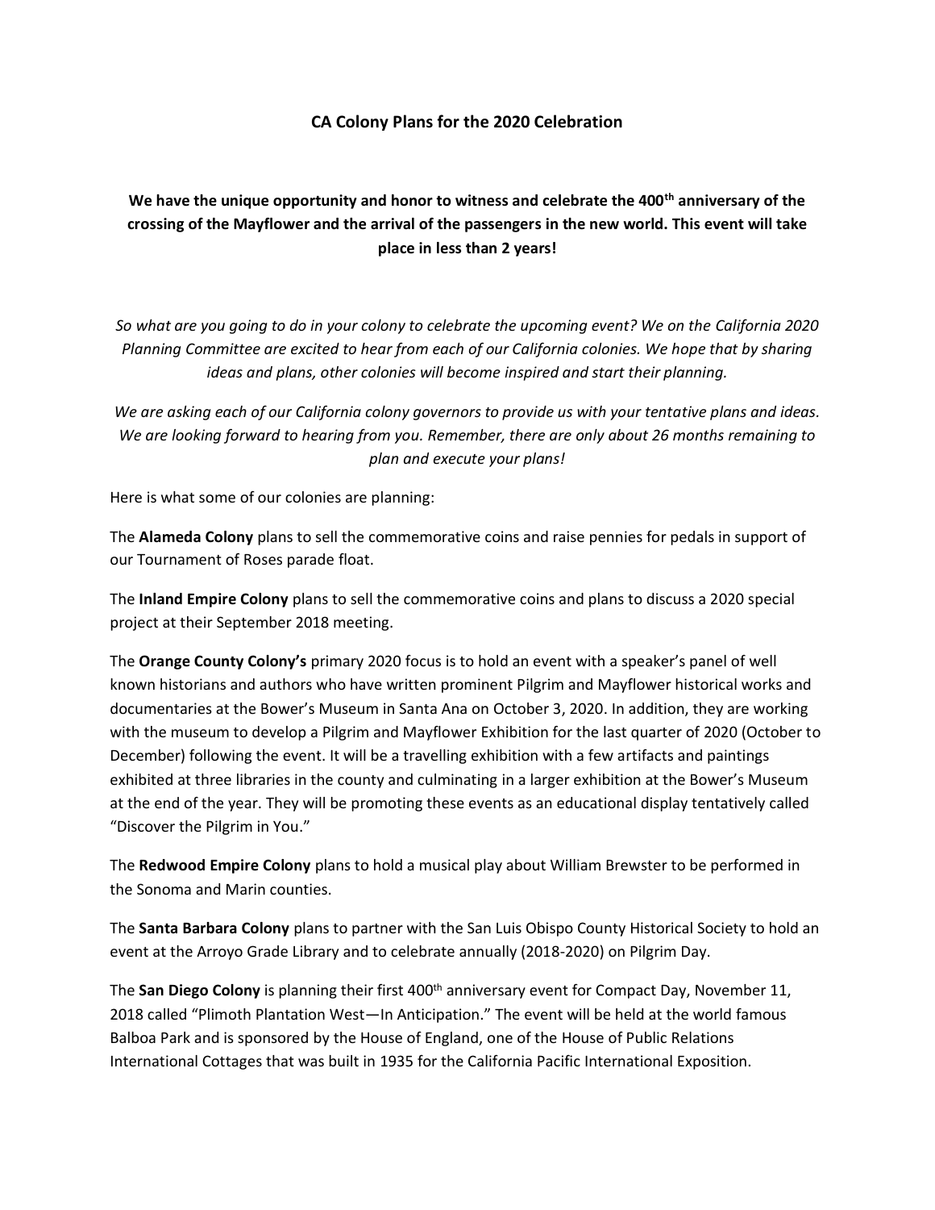# CA Colony Plans for the 2020 Celebration

**We have the unique opportunity and honor to witness and celebrate the 400th anniversary of the crossing of the Mayflower and the arrival of the passengers in the new world. This event will take place in less than 2 years!**

*So what are you going to do in your colony to celebrate the upcoming event? We on the California 2020 Planning Committee are excited to hear from each of our California colonies. We hope that by sharing ideas and plans, other colonies will become inspired and start their planning.*

*We are asking each of our California colony governors to provide us with your tentative plans and ideas. We are looking forward to hearing from you. Remember, there are only about 26 months remaining to plan and execute your plans!*

Here is what some of our colonies are planning:

The **Alameda Colony** plans to sell the commemorative coins and raise pennies for pedals in support of our Tournament of Roses parade float.

The **Inland Empire Colony** plans to sell the commemorative coins and plans to discuss a 2020 special project at their September 2018 meeting.

The **Orange County Colony's** primary 2020 focus is to hold an event with a speaker's panel of well known historians and authors who have written prominent Pilgrim and Mayflower historical works and documentaries at the Bower's Museum in Santa Ana on October 3, 2020. In addition, they are working with the museum to develop a Pilgrim and Mayflower Exhibition for the last quarter of 2020 (October to December) following the event. It will be a travelling exhibition with a few artifacts and paintings exhibited at three libraries in the county and culminating in a larger exhibition at the Bower's Museum at the end of the year. They will be promoting these events as an educational display tentatively called "Discover the Pilgrim in You."

The **Redwood Empire Colony** plans to hold a musical play about William Brewster to be performed in the Sonoma and Marin counties.

The **Santa Barbara Colony** plans to partner with the San Luis Obispo County Historical Society to hold an event at the Arroyo Grade Library and to celebrate annually (2018-2020) on Pilgrim Day.

The **San Diego Colony** is planning their first 400th anniversary event for Compact Day, November 11, 2018 called "Plimoth Plantation West—In Anticipation." The event will be held at the world famous Balboa Park and is sponsored by the House of England, one of the House of Public Relations International Cottages that was built in 1935 for the California Pacific International Exposition.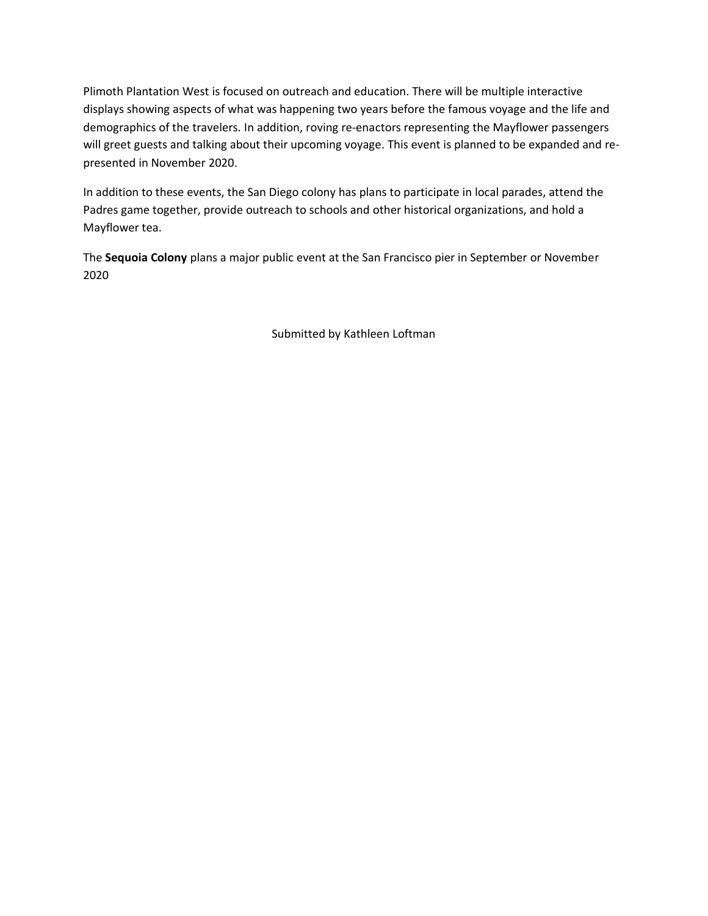Plimoth Plantation West is focused on outreach and education. There will be multiple interactive displays showing aspects of what was happening two years before the famous voyage and the life and demographics of the travelers. In addition, roving re-enactors representing the Mayflower passengers will greet guests and talking about their upcoming voyage. This event is planned to be expanded and re-presented in November 2020.

In addition to these events, the San Diego colony has plans to participate in local parades, attend the Padres game together, provide outreach to schools and other historical organizations, and hold a Mayflower tea.

The **Sequoia Colony** plans a major public event at the San Francisco pier in September or November 2020

Submitted by Kathleen Loftman